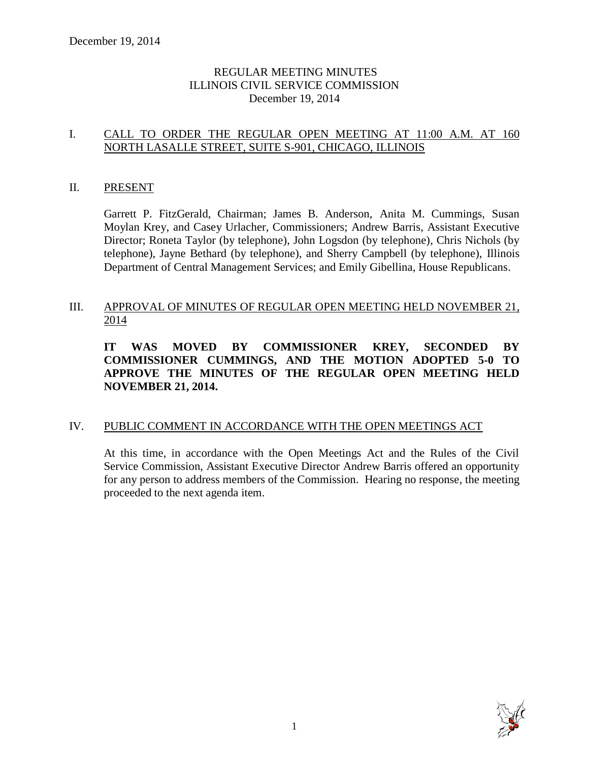# REGULAR MEETING MINUTES
# ILLINOIS CIVIL SERVICE COMMISSION
December 19, 2014

## I. CALL TO ORDER THE REGULAR OPEN MEETING AT 11:00 A.M. AT 160 NORTH LASALLE STREET, SUITE S-901, CHICAGO, ILLINOIS

## II. PRESENT

Garrett P. FitzGerald, Chairman; James B. Anderson, Anita M. Cummings, Susan Moylan Krey, and Casey Urlacher, Commissioners; Andrew Barris, Assistant Executive Director; Roneta Taylor (by telephone), John Logsdon (by telephone), Chris Nichols (by telephone), Jayne Bethard (by telephone), and Sherry Campbell (by telephone), Illinois Department of Central Management Services; and Emily Gibellina, House Republicans.

## III. APPROVAL OF MINUTES OF REGULAR OPEN MEETING HELD NOVEMBER 21, 2014

**IT WAS MOVED BY COMMISSIONER KREY, SECONDED BY COMMISSIONER CUMMINGS, AND THE MOTION ADOPTED 5-0 TO APPROVE THE MINUTES OF THE REGULAR OPEN MEETING HELD NOVEMBER 21, 2014.**

## IV. PUBLIC COMMENT IN ACCORDANCE WITH THE OPEN MEETINGS ACT

At this time, in accordance with the Open Meetings Act and the Rules of the Civil Service Commission, Assistant Executive Director Andrew Barris offered an opportunity for any person to address members of the Commission. Hearing no response, the meeting proceeded to the next agenda item.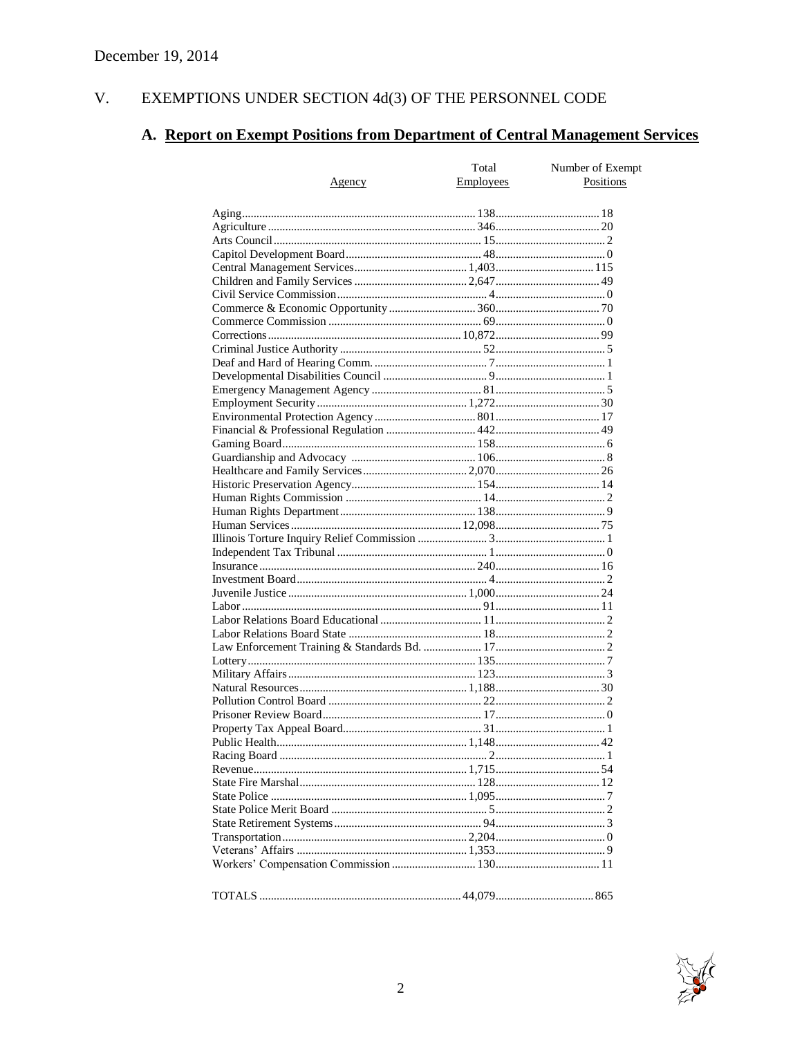December 19, 2014

## V. EXEMPTIONS UNDER SECTION 4d(3) OF THE PERSONNEL CODE

### A. Report on Exempt Positions from Department of Central Management Services

| Agency | Total Employees | Number of Exempt Positions |
|---|---|---|
| Aging | 138 | 18 |
| Agriculture | 346 | 20 |
| Arts Council | 15 | 2 |
| Capitol Development Board | 48 | 0 |
| Central Management Services | 1,403 | 115 |
| Children and Family Services | 2,647 | 49 |
| Civil Service Commission | 4 | 0 |
| Commerce & Economic Opportunity | 360 | 70 |
| Commerce Commission | 69 | 0 |
| Corrections | 10,872 | 99 |
| Criminal Justice Authority | 52 | 5 |
| Deaf and Hard of Hearing Comm. | 7 | 1 |
| Developmental Disabilities Council | 9 | 1 |
| Emergency Management Agency | 81 | 5 |
| Employment Security | 1,272 | 30 |
| Environmental Protection Agency | 801 | 17 |
| Financial & Professional Regulation | 442 | 49 |
| Gaming Board | 158 | 6 |
| Guardianship and Advocacy | 106 | 8 |
| Healthcare and Family Services | 2,070 | 26 |
| Historic Preservation Agency | 154 | 14 |
| Human Rights Commission | 14 | 2 |
| Human Rights Department | 138 | 9 |
| Human Services | 12,098 | 75 |
| Illinois Torture Inquiry Relief Commission | 3 | 1 |
| Independent Tax Tribunal | 1 | 0 |
| Insurance | 240 | 16 |
| Investment Board | 4 | 2 |
| Juvenile Justice | 1,000 | 24 |
| Labor | 91 | 11 |
| Labor Relations Board Educational | 11 | 2 |
| Labor Relations Board State | 18 | 2 |
| Law Enforcement Training & Standards Bd. | 17 | 2 |
| Lottery | 135 | 7 |
| Military Affairs | 123 | 3 |
| Natural Resources | 1,188 | 30 |
| Pollution Control Board | 22 | 2 |
| Prisoner Review Board | 17 | 0 |
| Property Tax Appeal Board | 31 | 1 |
| Public Health | 1,148 | 42 |
| Racing Board | 2 | 1 |
| Revenue | 1,715 | 54 |
| State Fire Marshal | 128 | 12 |
| State Police | 1,095 | 7 |
| State Police Merit Board | 5 | 2 |
| State Retirement Systems | 94 | 3 |
| Transportation | 2,204 | 0 |
| Veterans' Affairs | 1,353 | 9 |
| Workers' Compensation Commission | 130 | 11 |
| TOTALS | 44,079 | 865 |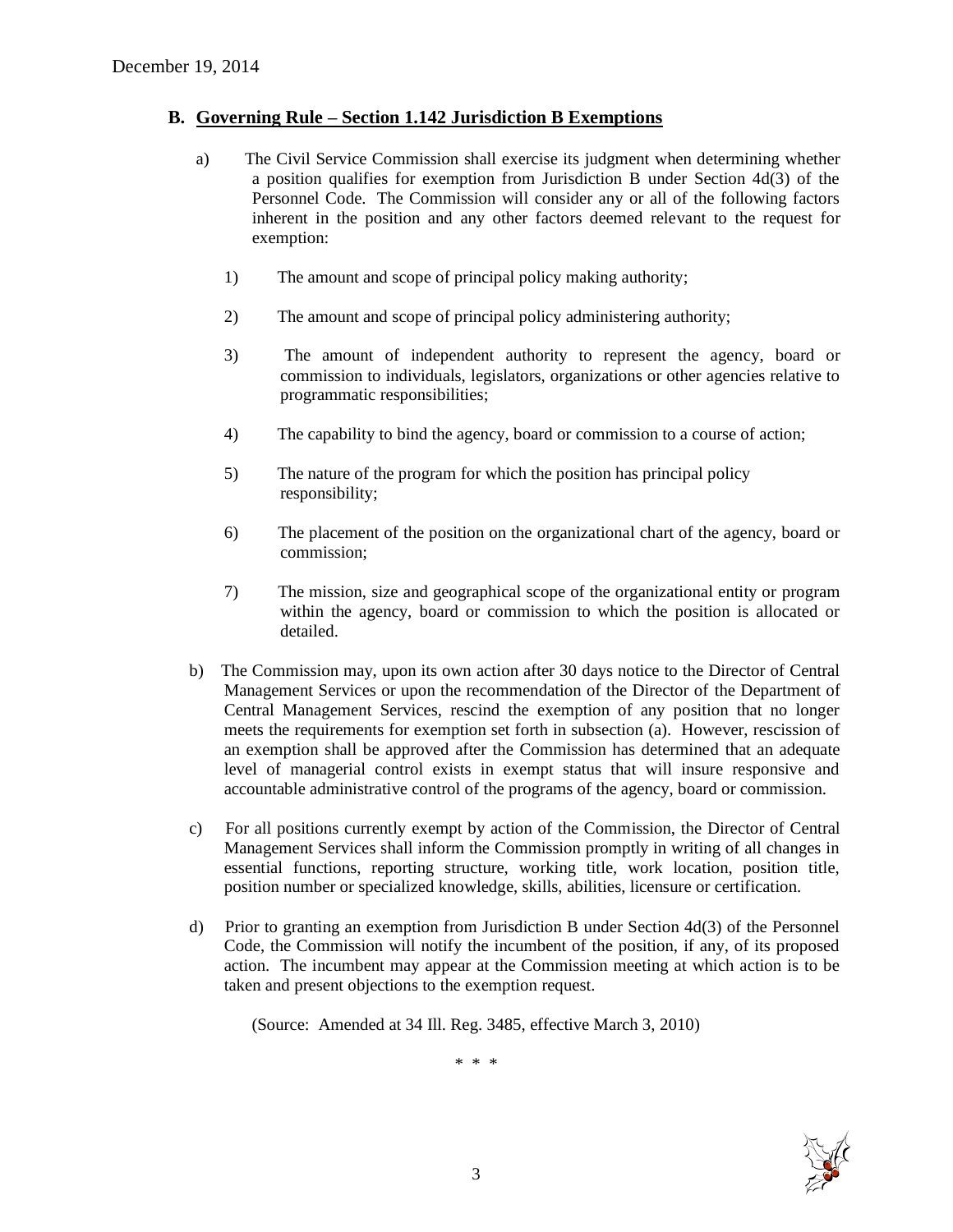## B. Governing Rule – Section 1.142 Jurisdiction B Exemptions

a) The Civil Service Commission shall exercise its judgment when determining whether a position qualifies for exemption from Jurisdiction B under Section 4d(3) of the Personnel Code. The Commission will consider any or all of the following factors inherent in the position and any other factors deemed relevant to the request for exemption:

1) The amount and scope of principal policy making authority;

2) The amount and scope of principal policy administering authority;

3) The amount of independent authority to represent the agency, board or commission to individuals, legislators, organizations or other agencies relative to programmatic responsibilities;

4) The capability to bind the agency, board or commission to a course of action;

5) The nature of the program for which the position has principal policy responsibility;

6) The placement of the position on the organizational chart of the agency, board or commission;

7) The mission, size and geographical scope of the organizational entity or program within the agency, board or commission to which the position is allocated or detailed.

b) The Commission may, upon its own action after 30 days notice to the Director of Central Management Services or upon the recommendation of the Director of the Department of Central Management Services, rescind the exemption of any position that no longer meets the requirements for exemption set forth in subsection (a). However, rescission of an exemption shall be approved after the Commission has determined that an adequate level of managerial control exists in exempt status that will insure responsive and accountable administrative control of the programs of the agency, board or commission.

c) For all positions currently exempt by action of the Commission, the Director of Central Management Services shall inform the Commission promptly in writing of all changes in essential functions, reporting structure, working title, work location, position title, position number or specialized knowledge, skills, abilities, licensure or certification.

d) Prior to granting an exemption from Jurisdiction B under Section 4d(3) of the Personnel Code, the Commission will notify the incumbent of the position, if any, of its proposed action. The incumbent may appear at the Commission meeting at which action is to be taken and present objections to the exemption request.

(Source: Amended at 34 Ill. Reg. 3485, effective March 3, 2010)

\* \* \*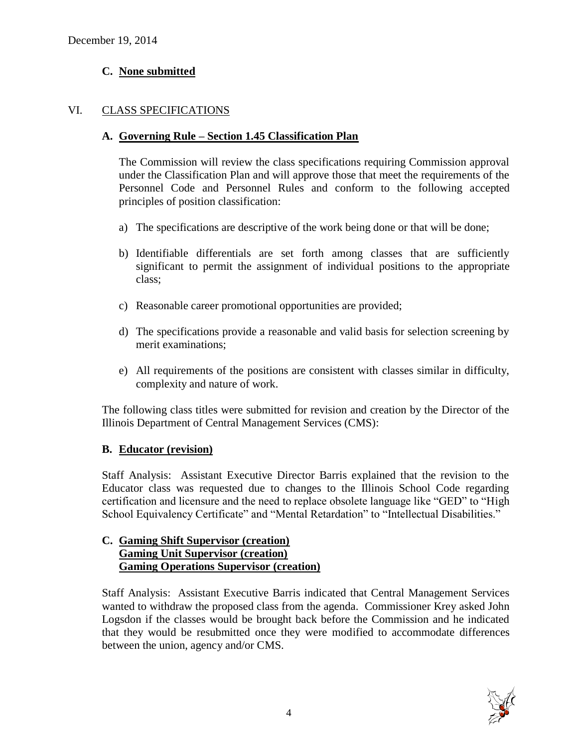December 19, 2014

### C. None submitted

## VI. CLASS SPECIFICATIONS

### A. Governing Rule – Section 1.45 Classification Plan

The Commission will review the class specifications requiring Commission approval under the Classification Plan and will approve those that meet the requirements of the Personnel Code and Personnel Rules and conform to the following accepted principles of position classification:

a) The specifications are descriptive of the work being done or that will be done;

b) Identifiable differentials are set forth among classes that are sufficiently significant to permit the assignment of individual positions to the appropriate class;

c) Reasonable career promotional opportunities are provided;

d) The specifications provide a reasonable and valid basis for selection screening by merit examinations;

e) All requirements of the positions are consistent with classes similar in difficulty, complexity and nature of work.

The following class titles were submitted for revision and creation by the Director of the Illinois Department of Central Management Services (CMS):

### B. Educator (revision)

Staff Analysis: Assistant Executive Director Barris explained that the revision to the Educator class was requested due to changes to the Illinois School Code regarding certification and licensure and the need to replace obsolete language like "GED" to "High School Equivalency Certificate" and "Mental Retardation" to "Intellectual Disabilities."

### C. Gaming Shift Supervisor (creation)
### Gaming Unit Supervisor (creation)
### Gaming Operations Supervisor (creation)

Staff Analysis: Assistant Executive Barris indicated that Central Management Services wanted to withdraw the proposed class from the agenda. Commissioner Krey asked John Logsdon if the classes would be brought back before the Commission and he indicated that they would be resubmitted once they were modified to accommodate differences between the union, agency and/or CMS.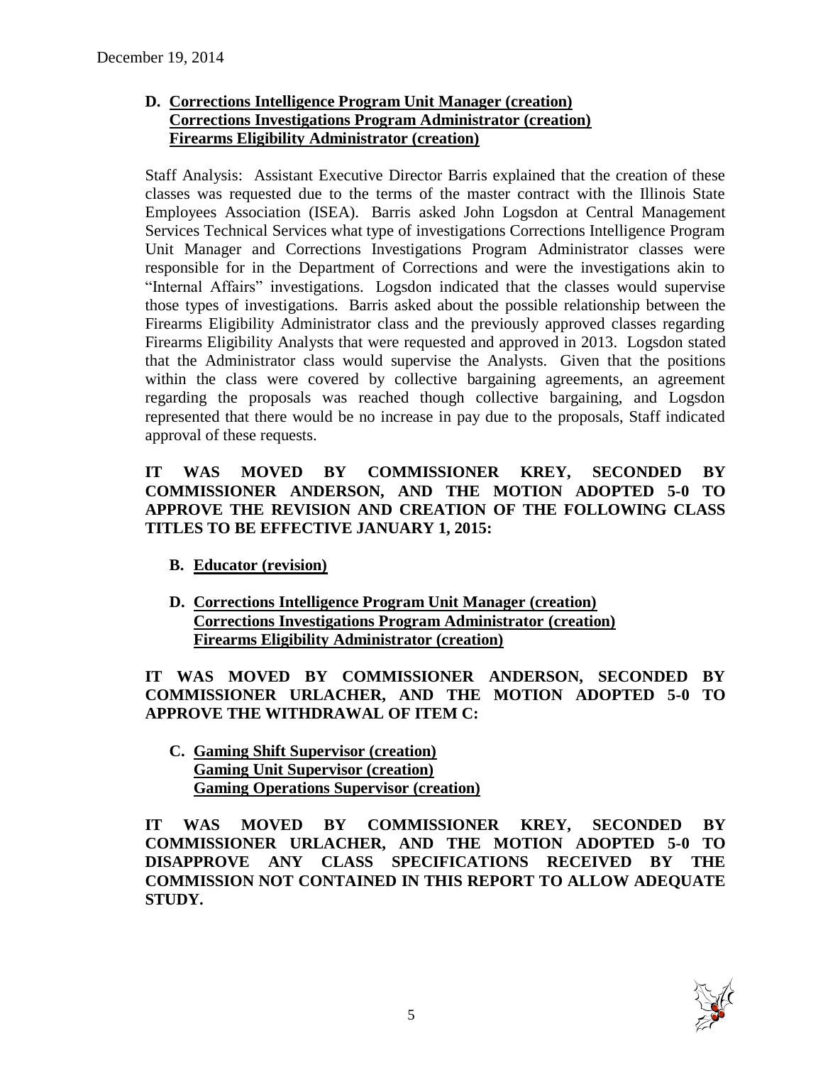**D. Corrections Intelligence Program Unit Manager (creation)**
**Corrections Investigations Program Administrator (creation)**
**Firearms Eligibility Administrator (creation)**

Staff Analysis: Assistant Executive Director Barris explained that the creation of these classes was requested due to the terms of the master contract with the Illinois State Employees Association (ISEA). Barris asked John Logsdon at Central Management Services Technical Services what type of investigations Corrections Intelligence Program Unit Manager and Corrections Investigations Program Administrator classes were responsible for in the Department of Corrections and were the investigations akin to "Internal Affairs" investigations. Logsdon indicated that the classes would supervise those types of investigations. Barris asked about the possible relationship between the Firearms Eligibility Administrator class and the previously approved classes regarding Firearms Eligibility Analysts that were requested and approved in 2013. Logsdon stated that the Administrator class would supervise the Analysts. Given that the positions within the class were covered by collective bargaining agreements, an agreement regarding the proposals was reached though collective bargaining, and Logsdon represented that there would be no increase in pay due to the proposals, Staff indicated approval of these requests.

**IT WAS MOVED BY COMMISSIONER KREY, SECONDED BY COMMISSIONER ANDERSON, AND THE MOTION ADOPTED 5-0 TO APPROVE THE REVISION AND CREATION OF THE FOLLOWING CLASS TITLES TO BE EFFECTIVE JANUARY 1, 2015:**

**B. Educator (revision)**

**D. Corrections Intelligence Program Unit Manager (creation)**
**Corrections Investigations Program Administrator (creation)**
**Firearms Eligibility Administrator (creation)**

**IT WAS MOVED BY COMMISSIONER ANDERSON, SECONDED BY COMMISSIONER URLACHER, AND THE MOTION ADOPTED 5-0 TO APPROVE THE WITHDRAWAL OF ITEM C:**

**C. Gaming Shift Supervisor (creation)**
**Gaming Unit Supervisor (creation)**
**Gaming Operations Supervisor (creation)**

**IT WAS MOVED BY COMMISSIONER KREY, SECONDED BY COMMISSIONER URLACHER, AND THE MOTION ADOPTED 5-0 TO DISAPPROVE ANY CLASS SPECIFICATIONS RECEIVED BY THE COMMISSION NOT CONTAINED IN THIS REPORT TO ALLOW ADEQUATE STUDY.**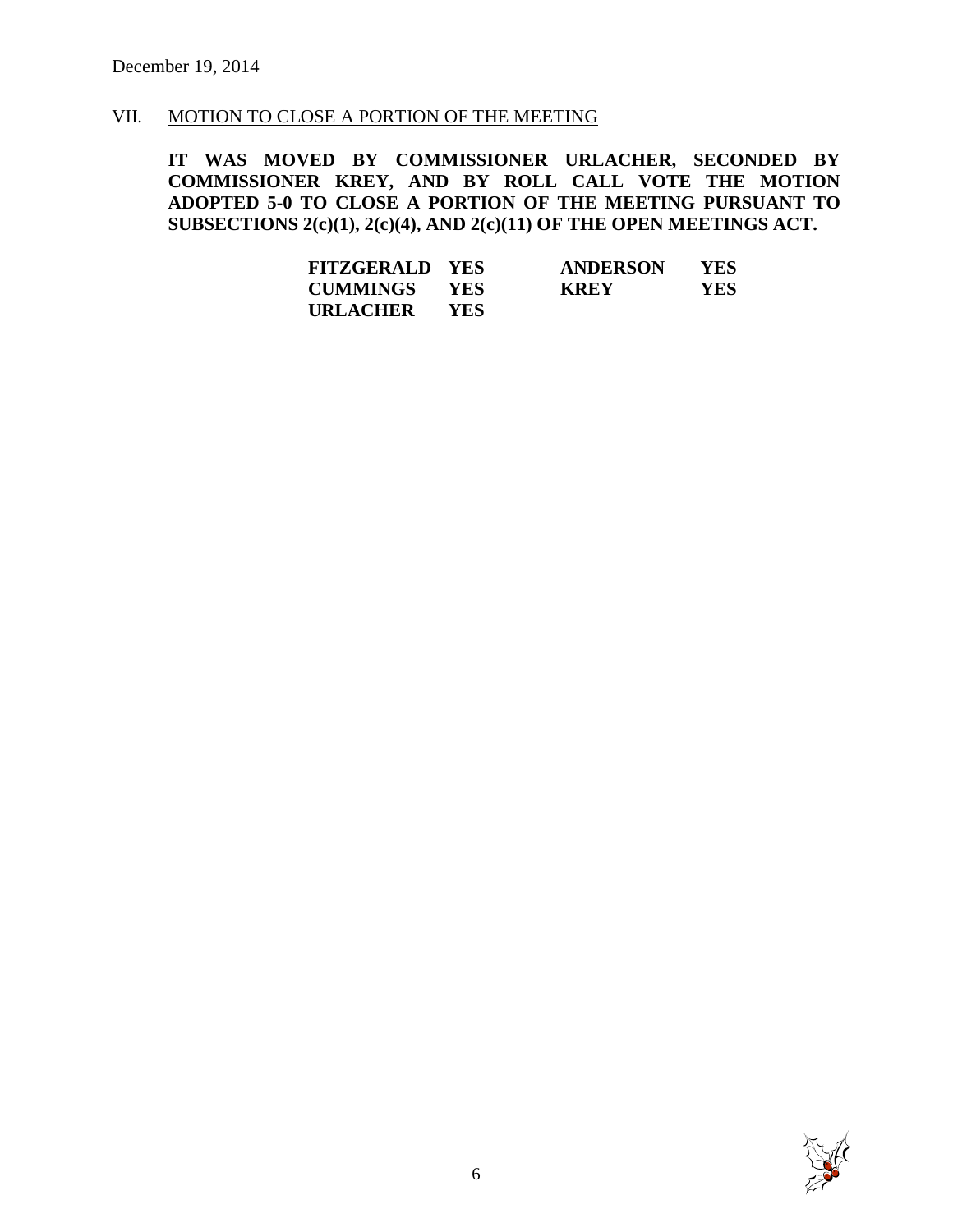December 19, 2014

VII. MOTION TO CLOSE A PORTION OF THE MEETING

**IT WAS MOVED BY COMMISSIONER URLACHER, SECONDED BY COMMISSIONER KREY, AND BY ROLL CALL VOTE THE MOTION ADOPTED 5-0 TO CLOSE A PORTION OF THE MEETING PURSUANT TO SUBSECTIONS 2(c)(1), 2(c)(4), AND 2(c)(11) OF THE OPEN MEETINGS ACT.**

| | | | |
|---|---|---|---|
| **FITZGERALD** | **YES** | **ANDERSON** | **YES** |
| **CUMMINGS** | **YES** | **KREY** | **YES** |
| **URLACHER** | **YES** | | |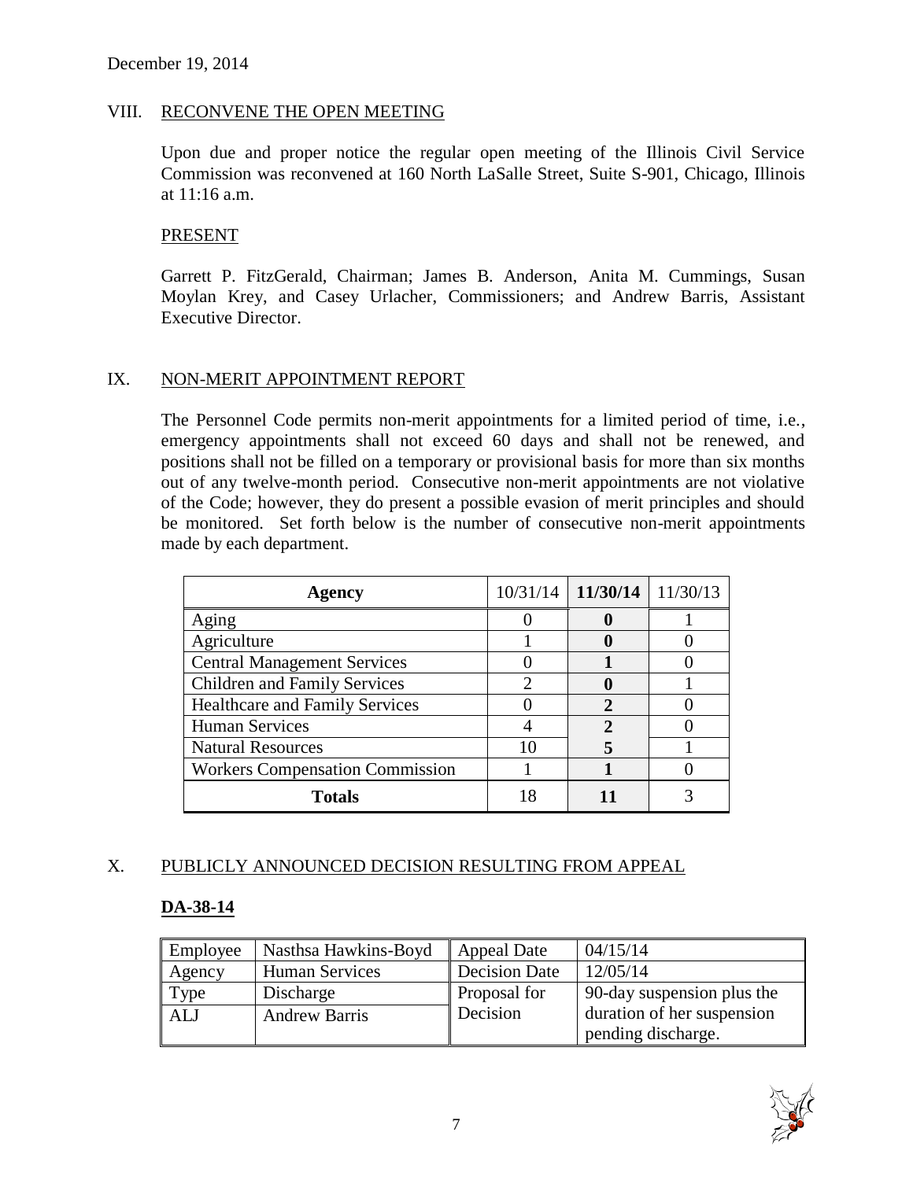## VIII. RECONVENE THE OPEN MEETING

Upon due and proper notice the regular open meeting of the Illinois Civil Service Commission was reconvened at 160 North LaSalle Street, Suite S-901, Chicago, Illinois at 11:16 a.m.

### PRESENT

Garrett P. FitzGerald, Chairman; James B. Anderson, Anita M. Cummings, Susan Moylan Krey, and Casey Urlacher, Commissioners; and Andrew Barris, Assistant Executive Director.

## IX. NON-MERIT APPOINTMENT REPORT

The Personnel Code permits non-merit appointments for a limited period of time, i.e., emergency appointments shall not exceed 60 days and shall not be renewed, and positions shall not be filled on a temporary or provisional basis for more than six months out of any twelve-month period. Consecutive non-merit appointments are not violative of the Code; however, they do present a possible evasion of merit principles and should be monitored. Set forth below is the number of consecutive non-merit appointments made by each department.

| Agency | 10/31/14 | **11/30/14** | 11/30/13 |
|---|---|---|---|
| Aging | 0 | **0** | 1 |
| Agriculture | 1 | **0** | 0 |
| Central Management Services | 0 | **1** | 0 |
| Children and Family Services | 2 | **0** | 1 |
| Healthcare and Family Services | 0 | **2** | 0 |
| Human Services | 4 | **2** | 0 |
| Natural Resources | 10 | **5** | 1 |
| Workers Compensation Commission | 1 | **1** | 0 |
| **Totals** | 18 | **11** | 3 |

## X. PUBLICLY ANNOUNCED DECISION RESULTING FROM APPEAL

### DA-38-14

| Employee | Nasthsa Hawkins-Boyd | Appeal Date | 04/15/14 |
|---|---|---|---|
| Agency | Human Services | Decision Date | 12/05/14 |
| Type | Discharge | Proposal for Decision | 90-day suspension plus the duration of her suspension pending discharge. |
| ALJ | Andrew Barris | | |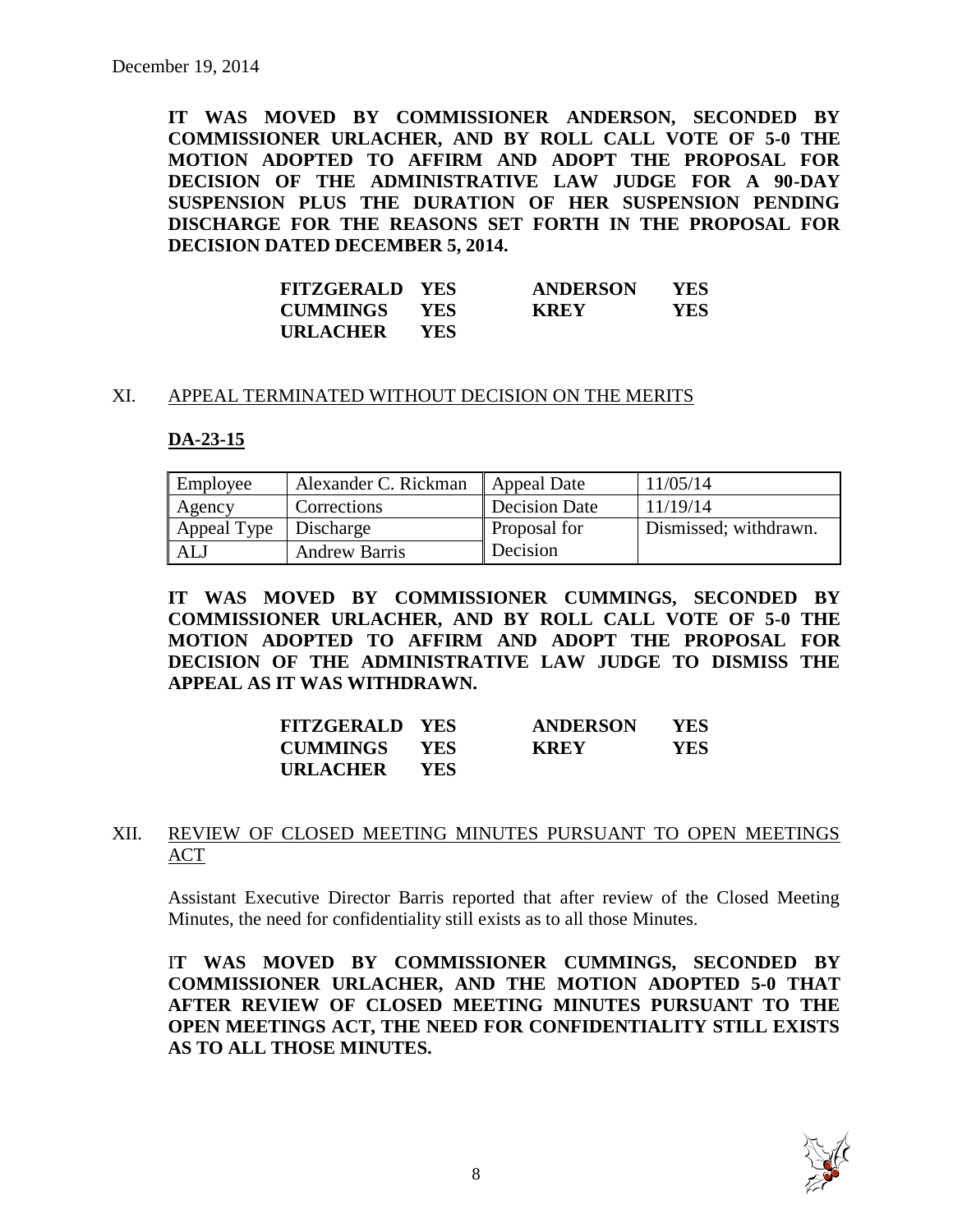December 19, 2014

**IT WAS MOVED BY COMMISSIONER ANDERSON, SECONDED BY COMMISSIONER URLACHER, AND BY ROLL CALL VOTE OF 5-0 THE MOTION ADOPTED TO AFFIRM AND ADOPT THE PROPOSAL FOR DECISION OF THE ADMINISTRATIVE LAW JUDGE FOR A 90-DAY SUSPENSION PLUS THE DURATION OF HER SUSPENSION PENDING DISCHARGE FOR THE REASONS SET FORTH IN THE PROPOSAL FOR DECISION DATED DECEMBER 5, 2014.**

| | | | |
|---|---|---|---|
| **FITZGERALD** | **YES** | **ANDERSON** | **YES** |
| **CUMMINGS** | **YES** | **KREY** | **YES** |
| **URLACHER** | **YES** | | |

XI. APPEAL TERMINATED WITHOUT DECISION ON THE MERITS

**DA-23-15**

| | | | |
|---|---|---|---|
| Employee | Alexander C. Rickman | Appeal Date | 11/05/14 |
| Agency | Corrections | Decision Date | 11/19/14 |
| Appeal Type | Discharge | Proposal for Decision | Dismissed; withdrawn. |
| ALJ | Andrew Barris | | |

**IT WAS MOVED BY COMMISSIONER CUMMINGS, SECONDED BY COMMISSIONER URLACHER, AND BY ROLL CALL VOTE OF 5-0 THE MOTION ADOPTED TO AFFIRM AND ADOPT THE PROPOSAL FOR DECISION OF THE ADMINISTRATIVE LAW JUDGE TO DISMISS THE APPEAL AS IT WAS WITHDRAWN.**

| | | | |
|---|---|---|---|
| **FITZGERALD** | **YES** | **ANDERSON** | **YES** |
| **CUMMINGS** | **YES** | **KREY** | **YES** |
| **URLACHER** | **YES** | | |

XII. REVIEW OF CLOSED MEETING MINUTES PURSUANT TO OPEN MEETINGS ACT

Assistant Executive Director Barris reported that after review of the Closed Meeting Minutes, the need for confidentiality still exists as to all those Minutes.

**IT WAS MOVED BY COMMISSIONER CUMMINGS, SECONDED BY COMMISSIONER URLACHER, AND THE MOTION ADOPTED 5-0 THAT AFTER REVIEW OF CLOSED MEETING MINUTES PURSUANT TO THE OPEN MEETINGS ACT, THE NEED FOR CONFIDENTIALITY STILL EXISTS AS TO ALL THOSE MINUTES.**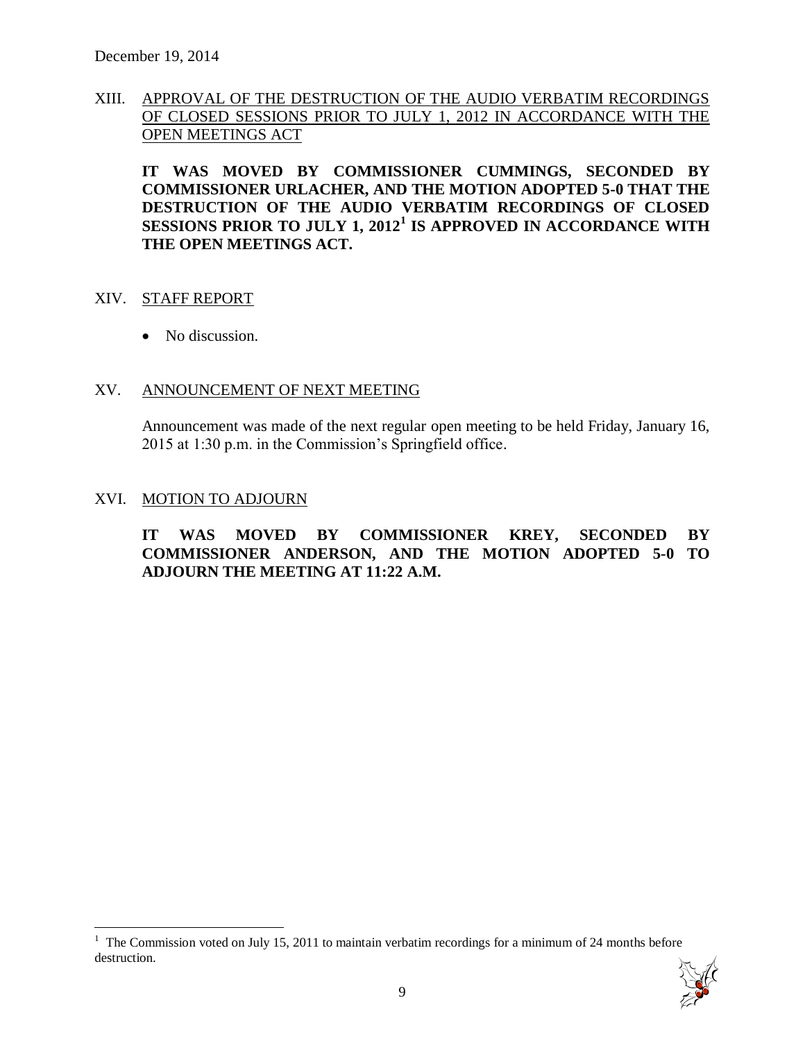XIII. APPROVAL OF THE DESTRUCTION OF THE AUDIO VERBATIM RECORDINGS OF CLOSED SESSIONS PRIOR TO JULY 1, 2012 IN ACCORDANCE WITH THE OPEN MEETINGS ACT

**IT WAS MOVED BY COMMISSIONER CUMMINGS, SECONDED BY COMMISSIONER URLACHER, AND THE MOTION ADOPTED 5-0 THAT THE DESTRUCTION OF THE AUDIO VERBATIM RECORDINGS OF CLOSED SESSIONS PRIOR TO JULY 1, 2012[1] IS APPROVED IN ACCORDANCE WITH THE OPEN MEETINGS ACT.**

XIV. STAFF REPORT

- No discussion.

XV. ANNOUNCEMENT OF NEXT MEETING

Announcement was made of the next regular open meeting to be held Friday, January 16, 2015 at 1:30 p.m. in the Commission's Springfield office.

XVI. MOTION TO ADJOURN

**IT WAS MOVED BY COMMISSIONER KREY, SECONDED BY COMMISSIONER ANDERSON, AND THE MOTION ADOPTED 5-0 TO ADJOURN THE MEETING AT 11:22 A.M.**

[1] The Commission voted on July 15, 2011 to maintain verbatim recordings for a minimum of 24 months before destruction.